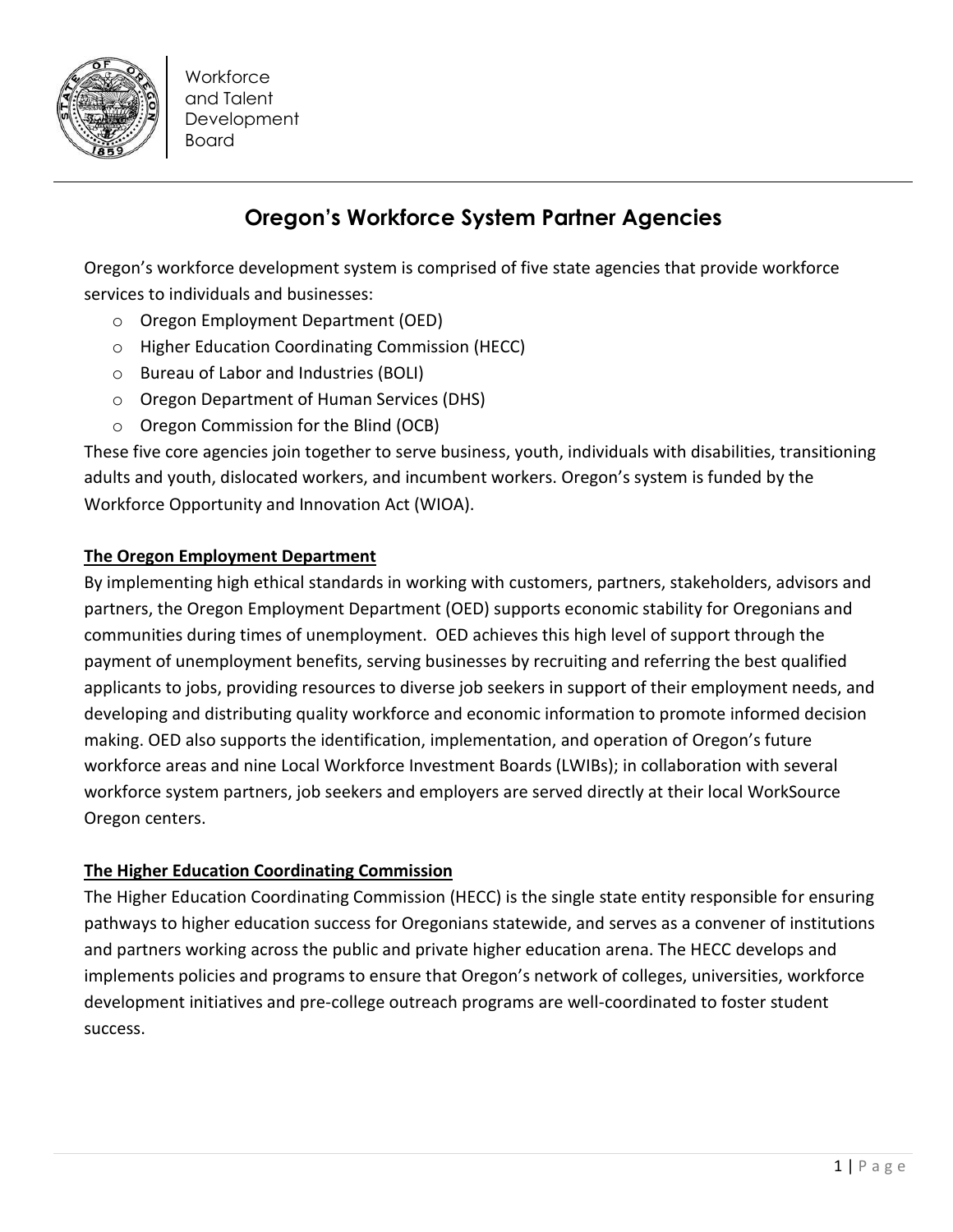Workforce and Talent Development Board

# Oregon's Workforce System Partner Agencies

Oregon's workforce development system is comprised of five state agencies that provide workforce services to individuals and businesses:

- Oregon Employment Department (OED)
- Higher Education Coordinating Commission (HECC)
- Bureau of Labor and Industries (BOLI)
- Oregon Department of Human Services (DHS)
- Oregon Commission for the Blind (OCB)

These five core agencies join together to serve business, youth, individuals with disabilities, transitioning adults and youth, dislocated workers, and incumbent workers. Oregon's system is funded by the Workforce Opportunity and Innovation Act (WIOA).

## The Oregon Employment Department

By implementing high ethical standards in working with customers, partners, stakeholders, advisors and partners, the Oregon Employment Department (OED) supports economic stability for Oregonians and communities during times of unemployment. OED achieves this high level of support through the payment of unemployment benefits, serving businesses by recruiting and referring the best qualified applicants to jobs, providing resources to diverse job seekers in support of their employment needs, and developing and distributing quality workforce and economic information to promote informed decision making. OED also supports the identification, implementation, and operation of Oregon's future workforce areas and nine Local Workforce Investment Boards (LWIBs); in collaboration with several workforce system partners, job seekers and employers are served directly at their local WorkSource Oregon centers.

## The Higher Education Coordinating Commission

The Higher Education Coordinating Commission (HECC) is the single state entity responsible for ensuring pathways to higher education success for Oregonians statewide, and serves as a convener of institutions and partners working across the public and private higher education arena. The HECC develops and implements policies and programs to ensure that Oregon's network of colleges, universities, workforce development initiatives and pre-college outreach programs are well-coordinated to foster student success.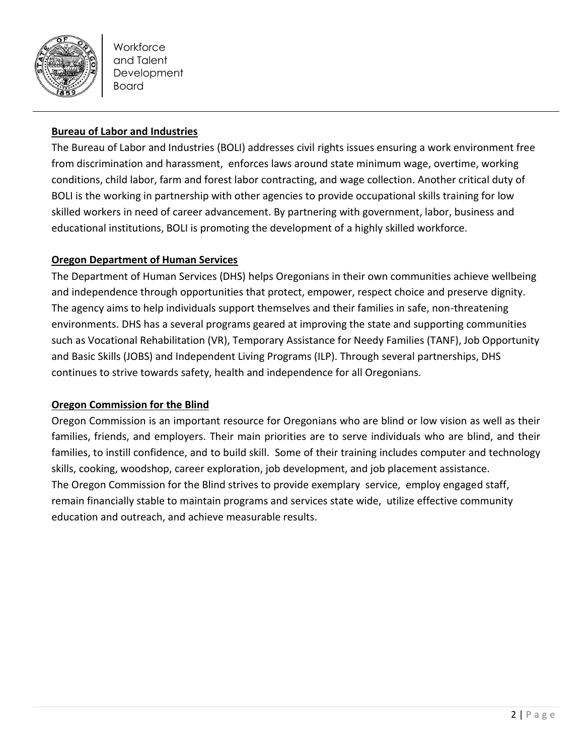### Bureau of Labor and Industries

The Bureau of Labor and Industries (BOLI) addresses civil rights issues ensuring a work environment free from discrimination and harassment, enforces laws around state minimum wage, overtime, working conditions, child labor, farm and forest labor contracting, and wage collection. Another critical duty of BOLI is the working in partnership with other agencies to provide occupational skills training for low skilled workers in need of career advancement. By partnering with government, labor, business and educational institutions, BOLI is promoting the development of a highly skilled workforce.

### Oregon Department of Human Services

The Department of Human Services (DHS) helps Oregonians in their own communities achieve wellbeing and independence through opportunities that protect, empower, respect choice and preserve dignity. The agency aims to help individuals support themselves and their families in safe, non-threatening environments. DHS has a several programs geared at improving the state and supporting communities such as Vocational Rehabilitation (VR), Temporary Assistance for Needy Families (TANF), Job Opportunity and Basic Skills (JOBS) and Independent Living Programs (ILP). Through several partnerships, DHS continues to strive towards safety, health and independence for all Oregonians.

### Oregon Commission for the Blind

Oregon Commission is an important resource for Oregonians who are blind or low vision as well as their families, friends, and employers. Their main priorities are to serve individuals who are blind, and their families, to instill confidence, and to build skill. Some of their training includes computer and technology skills, cooking, woodshop, career exploration, job development, and job placement assistance.
The Oregon Commission for the Blind strives to provide exemplary service, employ engaged staff, remain financially stable to maintain programs and services state wide, utilize effective community education and outreach, and achieve measurable results.